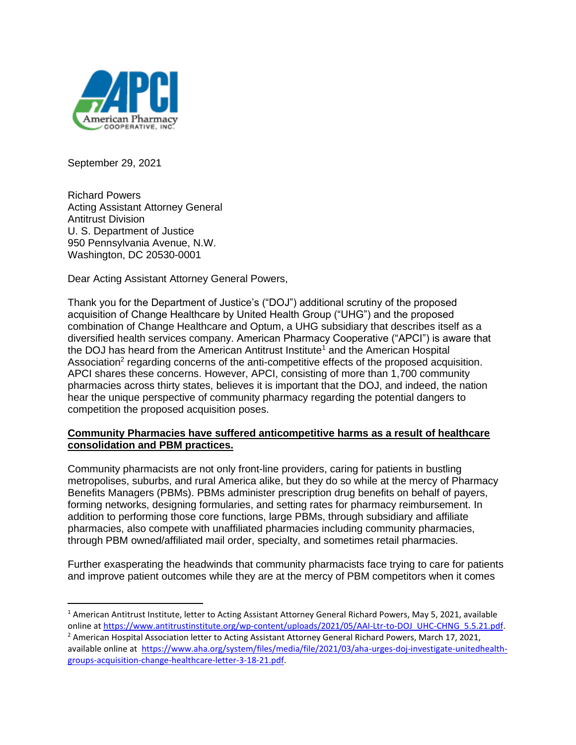September 29, 2021

Richard Powers
Acting Assistant Attorney General
Antitrust Division
U. S. Department of Justice
950 Pennsylvania Avenue, N.W.
Washington, DC 20530-0001

Dear Acting Assistant Attorney General Powers,

Thank you for the Department of Justice's ("DOJ") additional scrutiny of the proposed acquisition of Change Healthcare by United Health Group ("UHG") and the proposed combination of Change Healthcare and Optum, a UHG subsidiary that describes itself as a diversified health services company. American Pharmacy Cooperative ("APCI") is aware that the DOJ has heard from the American Antitrust Institute[1] and the American Hospital Association[2] regarding concerns of the anti-competitive effects of the proposed acquisition. APCI shares these concerns. However, APCI, consisting of more than 1,700 community pharmacies across thirty states, believes it is important that the DOJ, and indeed, the nation hear the unique perspective of community pharmacy regarding the potential dangers to competition the proposed acquisition poses.

**<u>Community Pharmacies have suffered anticompetitive harms as a result of healthcare consolidation and PBM practices.</u>**

Community pharmacists are not only front-line providers, caring for patients in bustling metropolises, suburbs, and rural America alike, but they do so while at the mercy of Pharmacy Benefits Managers (PBMs). PBMs administer prescription drug benefits on behalf of payers, forming networks, designing formularies, and setting rates for pharmacy reimbursement. In addition to performing those core functions, large PBMs, through subsidiary and affiliate pharmacies, also compete with unaffiliated pharmacies including community pharmacies, through PBM owned/affiliated mail order, specialty, and sometimes retail pharmacies.

Further exasperating the headwinds that community pharmacists face trying to care for patients and improve patient outcomes while they are at the mercy of PBM competitors when it comes

---

[1] American Antitrust Institute, letter to Acting Assistant Attorney General Richard Powers, May 5, 2021, available online at https://www.antitrustinstitute.org/wp-content/uploads/2021/05/AAI-Ltr-to-DOJ_UHC-CHNG_5.5.21.pdf.

[2] American Hospital Association letter to Acting Assistant Attorney General Richard Powers, March 17, 2021, available online at https://www.aha.org/system/files/media/file/2021/03/aha-urges-doj-investigate-unitedhealth-groups-acquisition-change-healthcare-letter-3-18-21.pdf.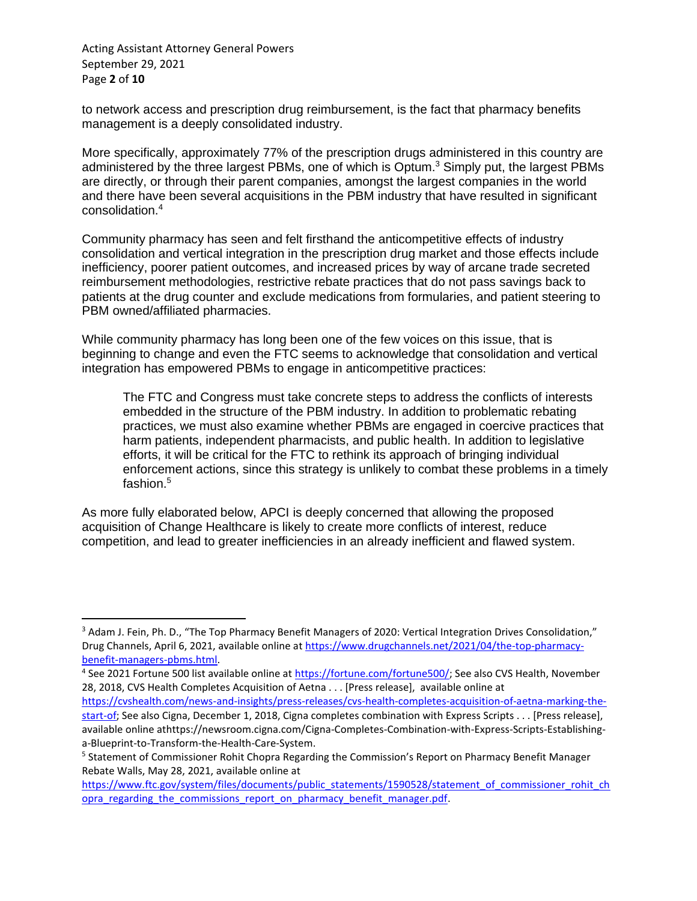to network access and prescription drug reimbursement, is the fact that pharmacy benefits management is a deeply consolidated industry.

More specifically, approximately 77% of the prescription drugs administered in this country are administered by the three largest PBMs, one of which is Optum.[3] Simply put, the largest PBMs are directly, or through their parent companies, amongst the largest companies in the world and there have been several acquisitions in the PBM industry that have resulted in significant consolidation.[4]

Community pharmacy has seen and felt firsthand the anticompetitive effects of industry consolidation and vertical integration in the prescription drug market and those effects include inefficiency, poorer patient outcomes, and increased prices by way of arcane trade secreted reimbursement methodologies, restrictive rebate practices that do not pass savings back to patients at the drug counter and exclude medications from formularies, and patient steering to PBM owned/affiliated pharmacies.

While community pharmacy has long been one of the few voices on this issue, that is beginning to change and even the FTC seems to acknowledge that consolidation and vertical integration has empowered PBMs to engage in anticompetitive practices:

> The FTC and Congress must take concrete steps to address the conflicts of interests embedded in the structure of the PBM industry. In addition to problematic rebating practices, we must also examine whether PBMs are engaged in coercive practices that harm patients, independent pharmacists, and public health. In addition to legislative efforts, it will be critical for the FTC to rethink its approach of bringing individual enforcement actions, since this strategy is unlikely to combat these problems in a timely fashion.[5]

As more fully elaborated below, APCI is deeply concerned that allowing the proposed acquisition of Change Healthcare is likely to create more conflicts of interest, reduce competition, and lead to greater inefficiencies in an already inefficient and flawed system.

---

[3] Adam J. Fein, Ph. D., "The Top Pharmacy Benefit Managers of 2020: Vertical Integration Drives Consolidation," Drug Channels, April 6, 2021, available online at https://www.drugchannels.net/2021/04/the-top-pharmacy-benefit-managers-pbms.html.

[4] See 2021 Fortune 500 list available online at https://fortune.com/fortune500/; See also CVS Health, November 28, 2018, CVS Health Completes Acquisition of Aetna . . . [Press release], available online at https://cvshealth.com/news-and-insights/press-releases/cvs-health-completes-acquisition-of-aetna-marking-the-start-of; See also Cigna, December 1, 2018, Cigna completes combination with Express Scripts . . . [Press release], available online athttps://newsroom.cigna.com/Cigna-Completes-Combination-with-Express-Scripts-Establishing-a-Blueprint-to-Transform-the-Health-Care-System.

[5] Statement of Commissioner Rohit Chopra Regarding the Commission's Report on Pharmacy Benefit Manager Rebate Walls, May 28, 2021, available online at https://www.ftc.gov/system/files/documents/public_statements/1590528/statement_of_commissioner_rohit_chopra_regarding_the_commissions_report_on_pharmacy_benefit_manager.pdf.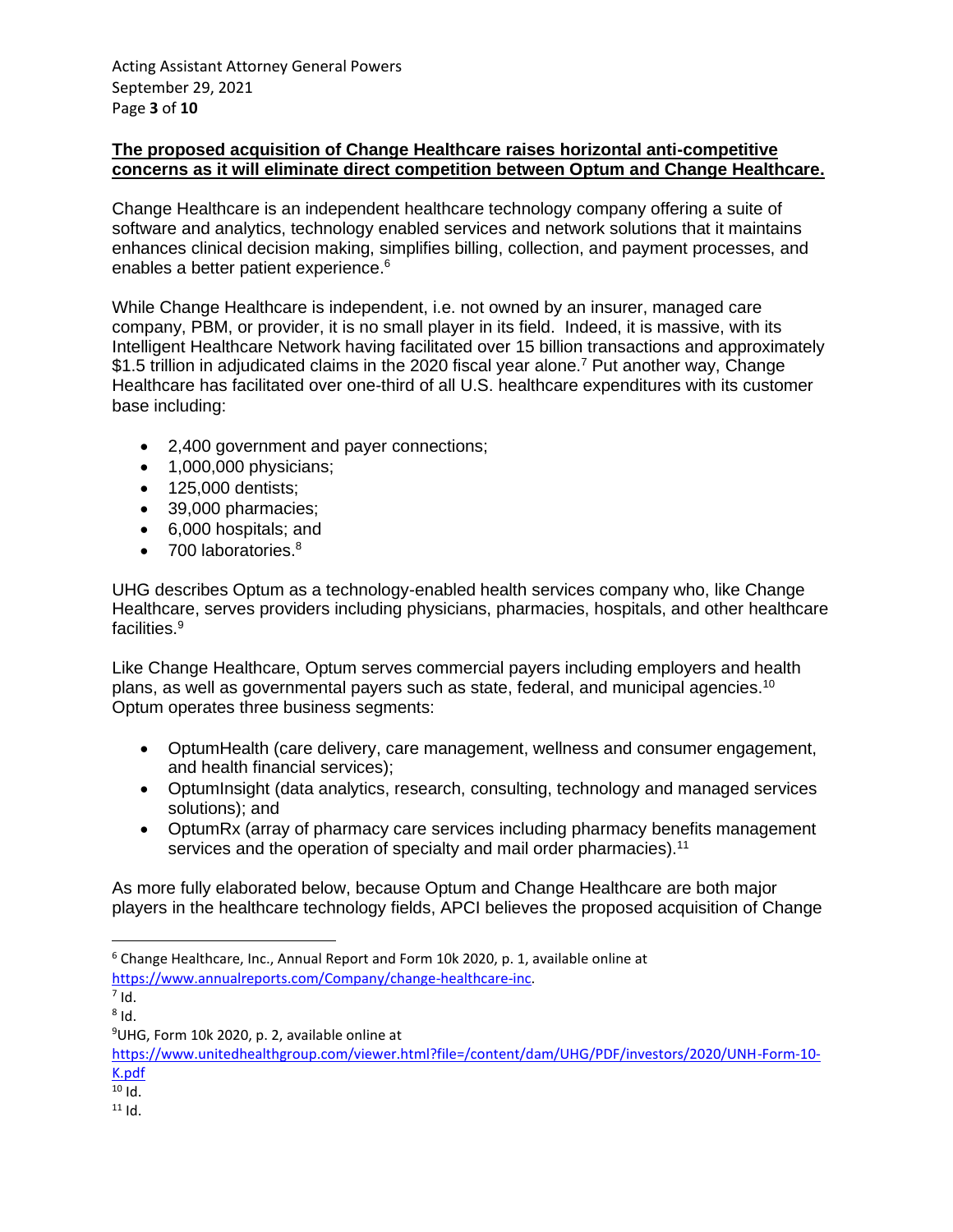**The proposed acquisition of Change Healthcare raises horizontal anti-competitive concerns as it will eliminate direct competition between Optum and Change Healthcare.**

Change Healthcare is an independent healthcare technology company offering a suite of software and analytics, technology enabled services and network solutions that it maintains enhances clinical decision making, simplifies billing, collection, and payment processes, and enables a better patient experience.[6]

While Change Healthcare is independent, i.e. not owned by an insurer, managed care company, PBM, or provider, it is no small player in its field. Indeed, it is massive, with its Intelligent Healthcare Network having facilitated over 15 billion transactions and approximately $1.5 trillion in adjudicated claims in the 2020 fiscal year alone.[7] Put another way, Change Healthcare has facilitated over one-third of all U.S. healthcare expenditures with its customer base including:

- 2,400 government and payer connections;
- 1,000,000 physicians;
- 125,000 dentists;
- 39,000 pharmacies;
- 6,000 hospitals; and
- 700 laboratories.[8]

UHG describes Optum as a technology-enabled health services company who, like Change Healthcare, serves providers including physicians, pharmacies, hospitals, and other healthcare facilities.[9]

Like Change Healthcare, Optum serves commercial payers including employers and health plans, as well as governmental payers such as state, federal, and municipal agencies.[10] Optum operates three business segments:

- OptumHealth (care delivery, care management, wellness and consumer engagement, and health financial services);
- OptumInsight (data analytics, research, consulting, technology and managed services solutions); and
- OptumRx (array of pharmacy care services including pharmacy benefits management services and the operation of specialty and mail order pharmacies).[11]

As more fully elaborated below, because Optum and Change Healthcare are both major players in the healthcare technology fields, APCI believes the proposed acquisition of Change

---

[6] Change Healthcare, Inc., Annual Report and Form 10k 2020, p. 1, available online at https://www.annualreports.com/Company/change-healthcare-inc.

[7] Id.

[8] Id.

[9] UHG, Form 10k 2020, p. 2, available online at https://www.unitedhealthgroup.com/viewer.html?file=/content/dam/UHG/PDF/investors/2020/UNH-Form-10-K.pdf

[10] Id.

[11] Id.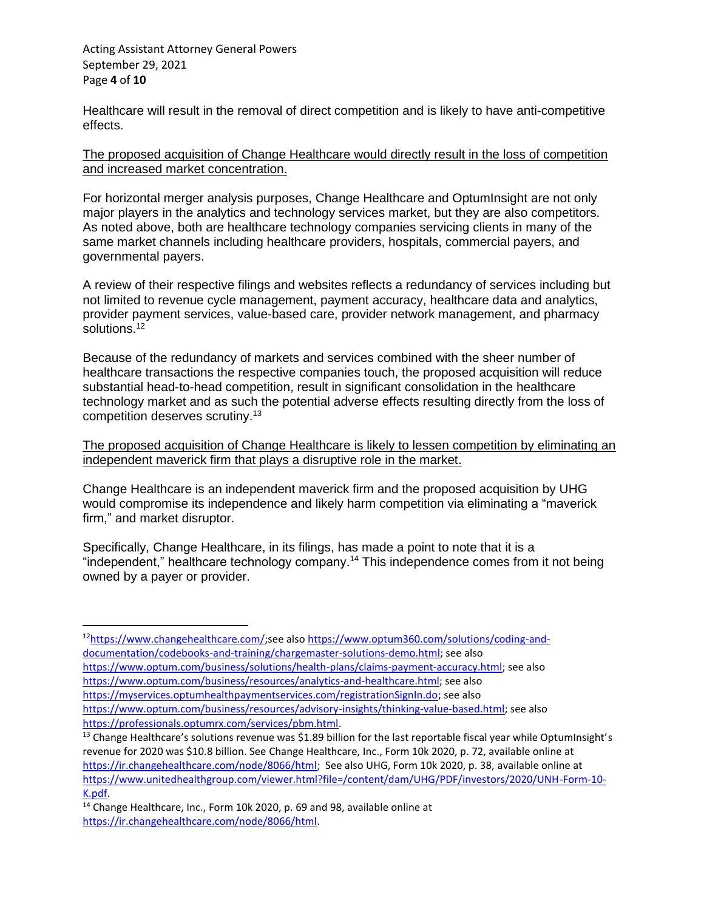Healthcare will result in the removal of direct competition and is likely to have anti-competitive effects.

<u>The proposed acquisition of Change Healthcare would directly result in the loss of competition and increased market concentration.</u>

For horizontal merger analysis purposes, Change Healthcare and OptumInsight are not only major players in the analytics and technology services market, but they are also competitors. As noted above, both are healthcare technology companies servicing clients in many of the same market channels including healthcare providers, hospitals, commercial payers, and governmental payers.

A review of their respective filings and websites reflects a redundancy of services including but not limited to revenue cycle management, payment accuracy, healthcare data and analytics, provider payment services, value-based care, provider network management, and pharmacy solutions.[12]

Because of the redundancy of markets and services combined with the sheer number of healthcare transactions the respective companies touch, the proposed acquisition will reduce substantial head-to-head competition, result in significant consolidation in the healthcare technology market and as such the potential adverse effects resulting directly from the loss of competition deserves scrutiny.[13]

<u>The proposed acquisition of Change Healthcare is likely to lessen competition by eliminating an independent maverick firm that plays a disruptive role in the market.</u>

Change Healthcare is an independent maverick firm and the proposed acquisition by UHG would compromise its independence and likely harm competition via eliminating a "maverick firm," and market disruptor.

Specifically, Change Healthcare, in its filings, has made a point to note that it is a "independent," healthcare technology company.[14] This independence comes from it not being owned by a payer or provider.

---

[12] https://www.changehealthcare.com/;see also https://www.optum360.com/solutions/coding-and-documentation/codebooks-and-training/chargemaster-solutions-demo.html; see also https://www.optum.com/business/solutions/health-plans/claims-payment-accuracy.html; see also https://www.optum.com/business/resources/analytics-and-healthcare.html; see also https://myservices.optumhealthpaymentservices.com/registrationSignIn.do; see also https://www.optum.com/business/resources/advisory-insights/thinking-value-based.html; see also https://professionals.optumrx.com/services/pbm.html.

[13] Change Healthcare's solutions revenue was $1.89 billion for the last reportable fiscal year while OptumInsight's revenue for 2020 was $10.8 billion. See Change Healthcare, Inc., Form 10k 2020, p. 72, available online at https://ir.changehealthcare.com/node/8066/html; See also UHG, Form 10k 2020, p. 38, available online at https://www.unitedhealthgroup.com/viewer.html?file=/content/dam/UHG/PDF/investors/2020/UNH-Form-10-K.pdf.

[14] Change Healthcare, Inc., Form 10k 2020, p. 69 and 98, available online at https://ir.changehealthcare.com/node/8066/html.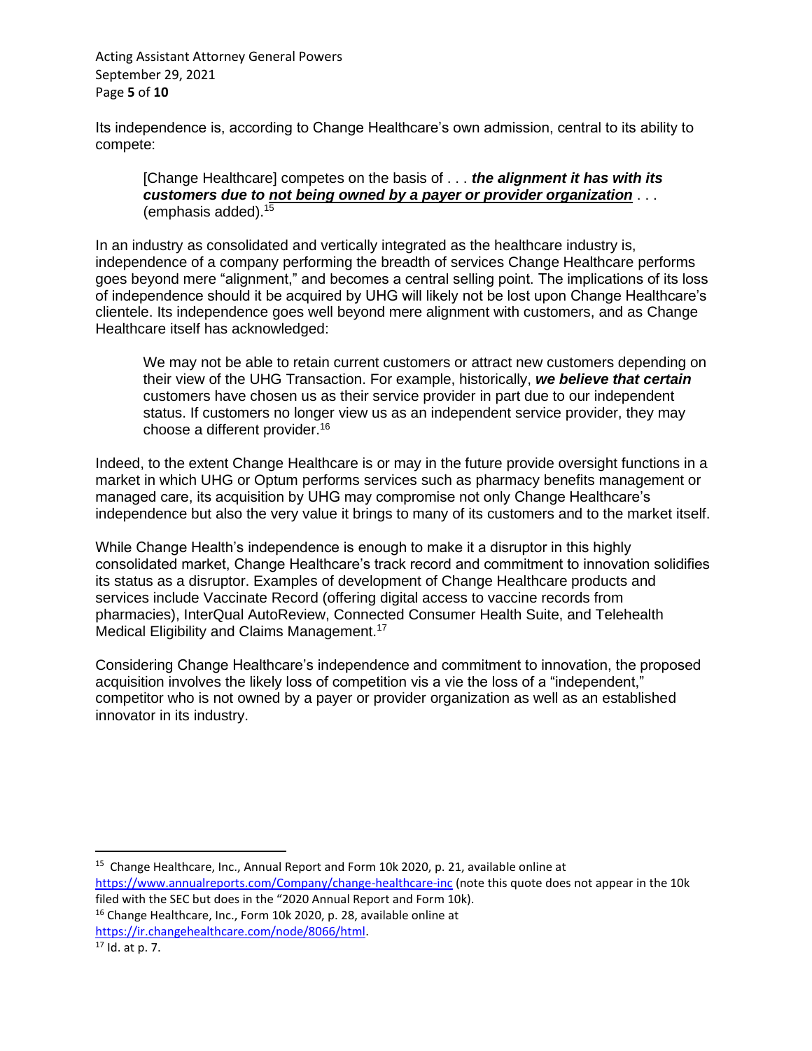Its independence is, according to Change Healthcare's own admission, central to its ability to compete:

> [Change Healthcare] competes on the basis of . . . ***the alignment it has with its customers due to <u>not being owned by a payer or provider organization</u>*** . . . (emphasis added).[15]

In an industry as consolidated and vertically integrated as the healthcare industry is, independence of a company performing the breadth of services Change Healthcare performs goes beyond mere "alignment," and becomes a central selling point. The implications of its loss of independence should it be acquired by UHG will likely not be lost upon Change Healthcare's clientele. Its independence goes well beyond mere alignment with customers, and as Change Healthcare itself has acknowledged:

> We may not be able to retain current customers or attract new customers depending on their view of the UHG Transaction. For example, historically, ***we believe that certain*** customers have chosen us as their service provider in part due to our independent status. If customers no longer view us as an independent service provider, they may choose a different provider.[16]

Indeed, to the extent Change Healthcare is or may in the future provide oversight functions in a market in which UHG or Optum performs services such as pharmacy benefits management or managed care, its acquisition by UHG may compromise not only Change Healthcare's independence but also the very value it brings to many of its customers and to the market itself.

While Change Health's independence is enough to make it a disruptor in this highly consolidated market, Change Healthcare's track record and commitment to innovation solidifies its status as a disruptor. Examples of development of Change Healthcare products and services include Vaccinate Record (offering digital access to vaccine records from pharmacies), InterQual AutoReview, Connected Consumer Health Suite, and Telehealth Medical Eligibility and Claims Management.[17]

Considering Change Healthcare's independence and commitment to innovation, the proposed acquisition involves the likely loss of competition vis a vie the loss of a "independent," competitor who is not owned by a payer or provider organization as well as an established innovator in its industry.

---

[15] Change Healthcare, Inc., Annual Report and Form 10k 2020, p. 21, available online at https://www.annualreports.com/Company/change-healthcare-inc (note this quote does not appear in the 10k filed with the SEC but does in the "2020 Annual Report and Form 10k).

[16] Change Healthcare, Inc., Form 10k 2020, p. 28, available online at https://ir.changehealthcare.com/node/8066/html.

[17] Id. at p. 7.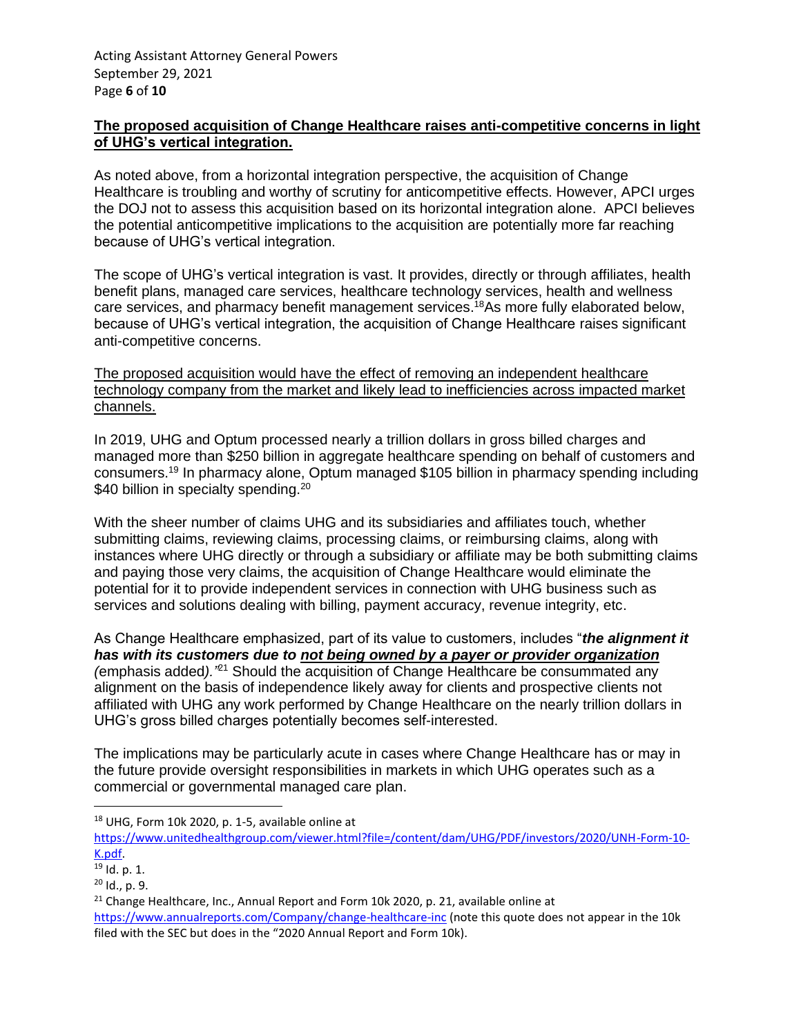**The proposed acquisition of Change Healthcare raises anti-competitive concerns in light of UHG's vertical integration.**

As noted above, from a horizontal integration perspective, the acquisition of Change Healthcare is troubling and worthy of scrutiny for anticompetitive effects. However, APCI urges the DOJ not to assess this acquisition based on its horizontal integration alone. APCI believes the potential anticompetitive implications to the acquisition are potentially more far reaching because of UHG's vertical integration.

The scope of UHG's vertical integration is vast. It provides, directly or through affiliates, health benefit plans, managed care services, healthcare technology services, health and wellness care services, and pharmacy benefit management services.[18] As more fully elaborated below, because of UHG's vertical integration, the acquisition of Change Healthcare raises significant anti-competitive concerns.

The proposed acquisition would have the effect of removing an independent healthcare technology company from the market and likely lead to inefficiencies across impacted market channels.

In 2019, UHG and Optum processed nearly a trillion dollars in gross billed charges and managed more than $250 billion in aggregate healthcare spending on behalf of customers and consumers.[19] In pharmacy alone, Optum managed $105 billion in pharmacy spending including $40 billion in specialty spending.[20]

With the sheer number of claims UHG and its subsidiaries and affiliates touch, whether submitting claims, reviewing claims, processing claims, or reimbursing claims, along with instances where UHG directly or through a subsidiary or affiliate may be both submitting claims and paying those very claims, the acquisition of Change Healthcare would eliminate the potential for it to provide independent services in connection with UHG business such as services and solutions dealing with billing, payment accuracy, revenue integrity, etc.

As Change Healthcare emphasized, part of its value to customers, includes "***the alignment it has with its customers due to not being owned by a payer or provider organization*** *(*emphasis added*)."*[21] Should the acquisition of Change Healthcare be consummated any alignment on the basis of independence likely away for clients and prospective clients not affiliated with UHG any work performed by Change Healthcare on the nearly trillion dollars in UHG's gross billed charges potentially becomes self-interested.

The implications may be particularly acute in cases where Change Healthcare has or may in the future provide oversight responsibilities in markets in which UHG operates such as a commercial or governmental managed care plan.

---

[18] UHG, Form 10k 2020, p. 1-5, available online at https://www.unitedhealthgroup.com/viewer.html?file=/content/dam/UHG/PDF/investors/2020/UNH-Form-10-K.pdf.

[19] Id. p. 1.

[20] Id., p. 9.

[21] Change Healthcare, Inc., Annual Report and Form 10k 2020, p. 21, available online at https://www.annualreports.com/Company/change-healthcare-inc (note this quote does not appear in the 10k filed with the SEC but does in the "2020 Annual Report and Form 10k).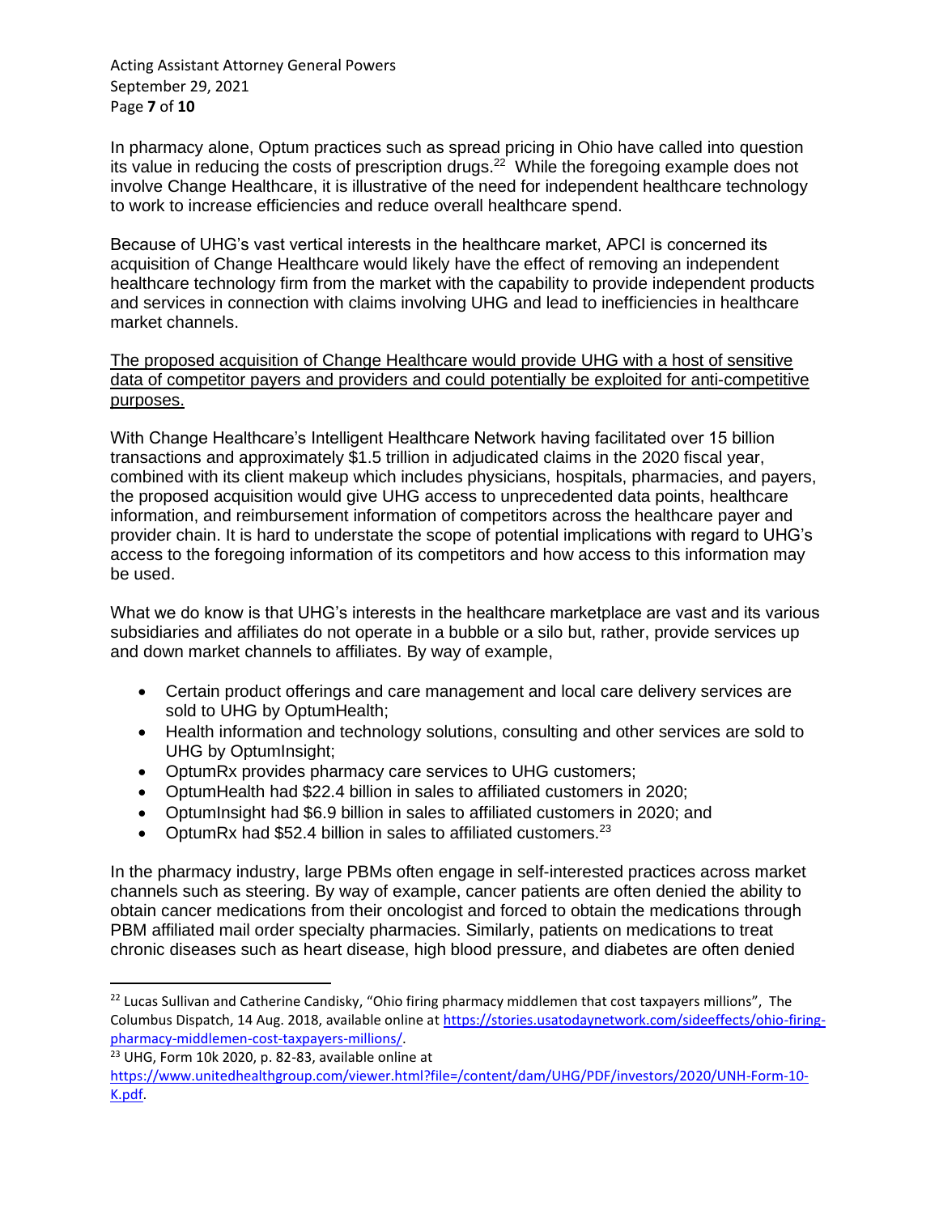In pharmacy alone, Optum practices such as spread pricing in Ohio have called into question its value in reducing the costs of prescription drugs.[22] While the foregoing example does not involve Change Healthcare, it is illustrative of the need for independent healthcare technology to work to increase efficiencies and reduce overall healthcare spend.

Because of UHG's vast vertical interests in the healthcare market, APCI is concerned its acquisition of Change Healthcare would likely have the effect of removing an independent healthcare technology firm from the market with the capability to provide independent products and services in connection with claims involving UHG and lead to inefficiencies in healthcare market channels.

<u>The proposed acquisition of Change Healthcare would provide UHG with a host of sensitive data of competitor payers and providers and could potentially be exploited for anti-competitive purposes.</u>

With Change Healthcare's Intelligent Healthcare Network having facilitated over 15 billion transactions and approximately $1.5 trillion in adjudicated claims in the 2020 fiscal year, combined with its client makeup which includes physicians, hospitals, pharmacies, and payers, the proposed acquisition would give UHG access to unprecedented data points, healthcare information, and reimbursement information of competitors across the healthcare payer and provider chain. It is hard to understate the scope of potential implications with regard to UHG's access to the foregoing information of its competitors and how access to this information may be used.

What we do know is that UHG's interests in the healthcare marketplace are vast and its various subsidiaries and affiliates do not operate in a bubble or a silo but, rather, provide services up and down market channels to affiliates. By way of example,

- Certain product offerings and care management and local care delivery services are sold to UHG by OptumHealth;
- Health information and technology solutions, consulting and other services are sold to UHG by OptumInsight;
- OptumRx provides pharmacy care services to UHG customers;
- OptumHealth had $22.4 billion in sales to affiliated customers in 2020;
- OptumInsight had $6.9 billion in sales to affiliated customers in 2020; and
- OptumRx had $52.4 billion in sales to affiliated customers.[23]

In the pharmacy industry, large PBMs often engage in self-interested practices across market channels such as steering. By way of example, cancer patients are often denied the ability to obtain cancer medications from their oncologist and forced to obtain the medications through PBM affiliated mail order specialty pharmacies. Similarly, patients on medications to treat chronic diseases such as heart disease, high blood pressure, and diabetes are often denied

---

[22] Lucas Sullivan and Catherine Candisky, "Ohio firing pharmacy middlemen that cost taxpayers millions", The Columbus Dispatch, 14 Aug. 2018, available online at https://stories.usatodaynetwork.com/sideeffects/ohio-firing-pharmacy-middlemen-cost-taxpayers-millions/.

[23] UHG, Form 10k 2020, p. 82-83, available online at https://www.unitedhealthgroup.com/viewer.html?file=/content/dam/UHG/PDF/investors/2020/UNH-Form-10-K.pdf.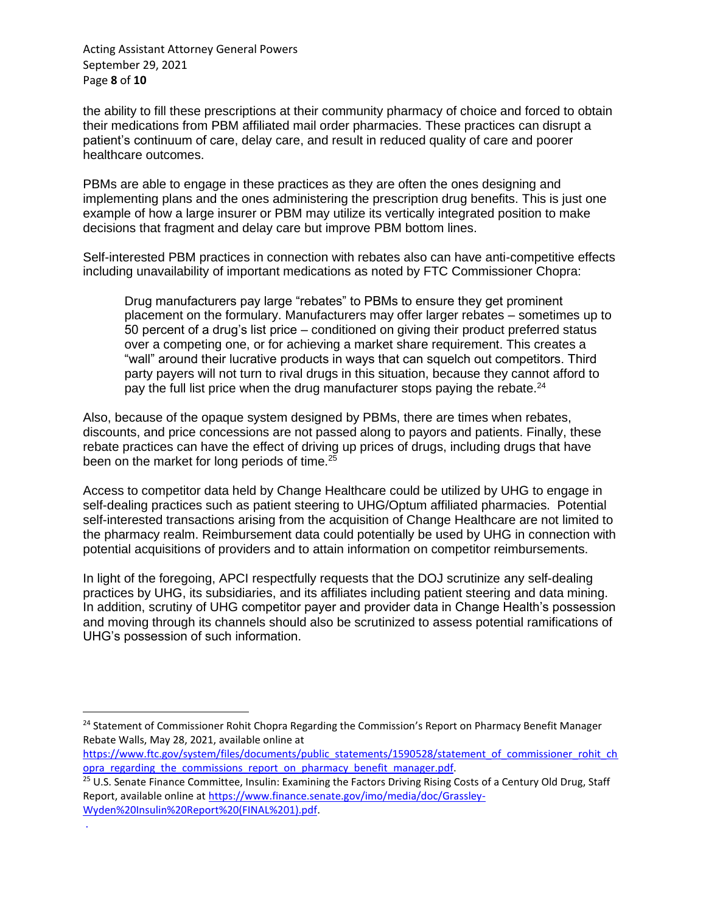the ability to fill these prescriptions at their community pharmacy of choice and forced to obtain their medications from PBM affiliated mail order pharmacies. These practices can disrupt a patient's continuum of care, delay care, and result in reduced quality of care and poorer healthcare outcomes.

PBMs are able to engage in these practices as they are often the ones designing and implementing plans and the ones administering the prescription drug benefits. This is just one example of how a large insurer or PBM may utilize its vertically integrated position to make decisions that fragment and delay care but improve PBM bottom lines.

Self-interested PBM practices in connection with rebates also can have anti-competitive effects including unavailability of important medications as noted by FTC Commissioner Chopra:

> Drug manufacturers pay large "rebates" to PBMs to ensure they get prominent placement on the formulary. Manufacturers may offer larger rebates – sometimes up to 50 percent of a drug's list price – conditioned on giving their product preferred status over a competing one, or for achieving a market share requirement. This creates a "wall" around their lucrative products in ways that can squelch out competitors. Third party payers will not turn to rival drugs in this situation, because they cannot afford to pay the full list price when the drug manufacturer stops paying the rebate.[24]

Also, because of the opaque system designed by PBMs, there are times when rebates, discounts, and price concessions are not passed along to payors and patients. Finally, these rebate practices can have the effect of driving up prices of drugs, including drugs that have been on the market for long periods of time.[25]

Access to competitor data held by Change Healthcare could be utilized by UHG to engage in self-dealing practices such as patient steering to UHG/Optum affiliated pharmacies. Potential self-interested transactions arising from the acquisition of Change Healthcare are not limited to the pharmacy realm. Reimbursement data could potentially be used by UHG in connection with potential acquisitions of providers and to attain information on competitor reimbursements.

In light of the foregoing, APCI respectfully requests that the DOJ scrutinize any self-dealing practices by UHG, its subsidiaries, and its affiliates including patient steering and data mining. In addition, scrutiny of UHG competitor payer and provider data in Change Health's possession and moving through its channels should also be scrutinized to assess potential ramifications of UHG's possession of such information.

---

[24] Statement of Commissioner Rohit Chopra Regarding the Commission's Report on Pharmacy Benefit Manager Rebate Walls, May 28, 2021, available online at https://www.ftc.gov/system/files/documents/public_statements/1590528/statement_of_commissioner_rohit_chopra_regarding_the_commissions_report_on_pharmacy_benefit_manager.pdf.

[25] U.S. Senate Finance Committee, Insulin: Examining the Factors Driving Rising Costs of a Century Old Drug, Staff Report, available online at https://www.finance.senate.gov/imo/media/doc/Grassley-Wyden%20Insulin%20Report%20(FINAL%201).pdf.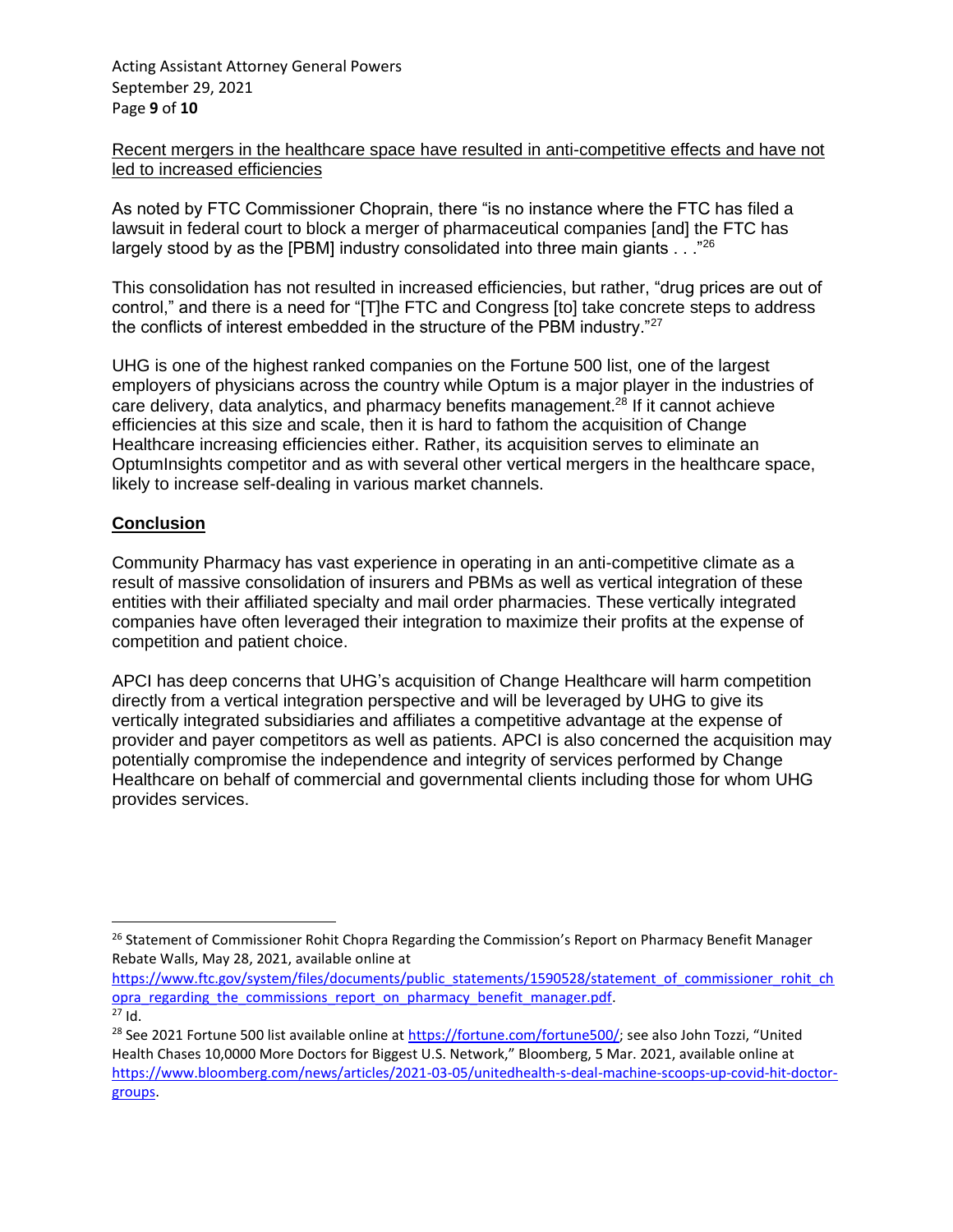<u>Recent mergers in the healthcare space have resulted in anti-competitive effects and have not led to increased efficiencies</u>

As noted by FTC Commissioner Choprain, there "is no instance where the FTC has filed a lawsuit in federal court to block a merger of pharmaceutical companies [and] the FTC has largely stood by as the [PBM] industry consolidated into three main giants . . ."[26]

This consolidation has not resulted in increased efficiencies, but rather, "drug prices are out of control," and there is a need for "[T]he FTC and Congress [to] take concrete steps to address the conflicts of interest embedded in the structure of the PBM industry."[27]

UHG is one of the highest ranked companies on the Fortune 500 list, one of the largest employers of physicians across the country while Optum is a major player in the industries of care delivery, data analytics, and pharmacy benefits management.[28] If it cannot achieve efficiencies at this size and scale, then it is hard to fathom the acquisition of Change Healthcare increasing efficiencies either. Rather, its acquisition serves to eliminate an OptumInsights competitor and as with several other vertical mergers in the healthcare space, likely to increase self-dealing in various market channels.

## **<u>Conclusion</u>**

Community Pharmacy has vast experience in operating in an anti-competitive climate as a result of massive consolidation of insurers and PBMs as well as vertical integration of these entities with their affiliated specialty and mail order pharmacies. These vertically integrated companies have often leveraged their integration to maximize their profits at the expense of competition and patient choice.

APCI has deep concerns that UHG's acquisition of Change Healthcare will harm competition directly from a vertical integration perspective and will be leveraged by UHG to give its vertically integrated subsidiaries and affiliates a competitive advantage at the expense of provider and payer competitors as well as patients. APCI is also concerned the acquisition may potentially compromise the independence and integrity of services performed by Change Healthcare on behalf of commercial and governmental clients including those for whom UHG provides services.

---

[26] Statement of Commissioner Rohit Chopra Regarding the Commission's Report on Pharmacy Benefit Manager Rebate Walls, May 28, 2021, available online at https://www.ftc.gov/system/files/documents/public_statements/1590528/statement_of_commissioner_rohit_chopra_regarding_the_commissions_report_on_pharmacy_benefit_manager.pdf.

[27] Id.

[28] See 2021 Fortune 500 list available online at https://fortune.com/fortune500/; see also John Tozzi, "United Health Chases 10,0000 More Doctors for Biggest U.S. Network," Bloomberg, 5 Mar. 2021, available online at https://www.bloomberg.com/news/articles/2021-03-05/unitedhealth-s-deal-machine-scoops-up-covid-hit-doctor-groups.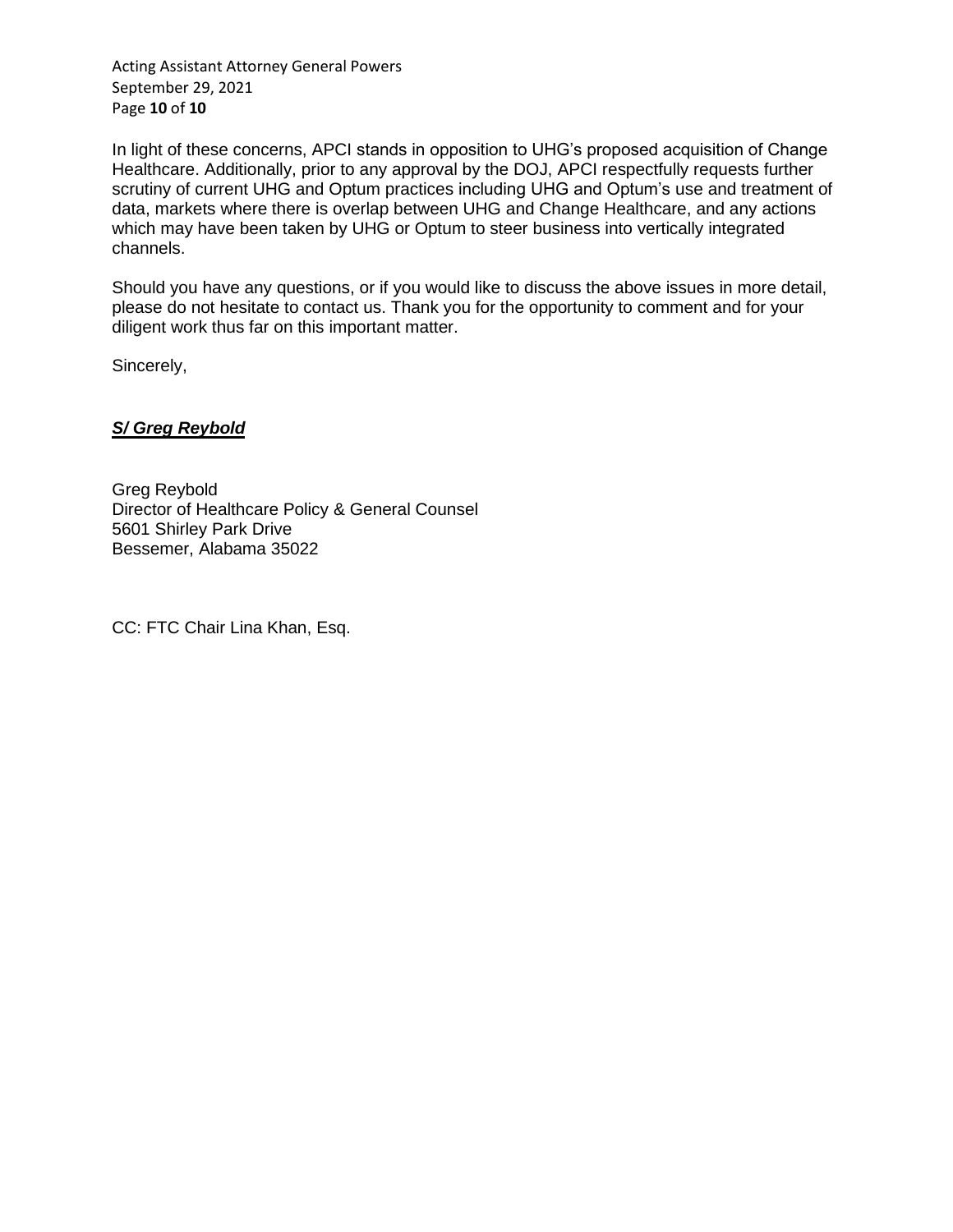In light of these concerns, APCI stands in opposition to UHG's proposed acquisition of Change Healthcare. Additionally, prior to any approval by the DOJ, APCI respectfully requests further scrutiny of current UHG and Optum practices including UHG and Optum's use and treatment of data, markets where there is overlap between UHG and Change Healthcare, and any actions which may have been taken by UHG or Optum to steer business into vertically integrated channels.

Should you have any questions, or if you would like to discuss the above issues in more detail, please do not hesitate to contact us. Thank you for the opportunity to comment and for your diligent work thus far on this important matter.

Sincerely,

***S/ Greg Reybold***

Greg Reybold
Director of Healthcare Policy & General Counsel
5601 Shirley Park Drive
Bessemer, Alabama 35022

CC: FTC Chair Lina Khan, Esq.